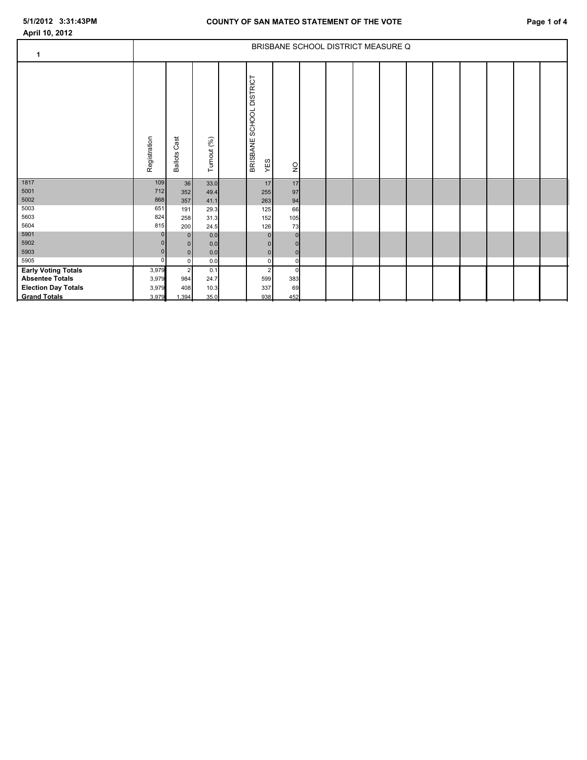April 10, 2012

## COUNTY OF SAN MATEO STATEMENT OF THE VOTE

| 1 | BRISBANE SCHOOL DISTRICT MEASURE Q | | | | |
|---|---|---|---|---|---|
| | Registration | Ballots Cast | Turnout (%) | BRISBANE SCHOOL DISTRICT YES | NO |
| 1817 | 109 | 36 | 33.0 | 17 | 17 |
| 5001 | 712 | 352 | 49.4 | 255 | 97 |
| 5002 | 868 | 357 | 41.1 | 263 | 94 |
| 5003 | 651 | 191 | 29.3 | 125 | 66 |
| 5603 | 824 | 258 | 31.3 | 152 | 105 |
| 5604 | 815 | 200 | 24.5 | 126 | 73 |
| 5901 | 0 | 0 | 0.0 | 0 | 0 |
| 5902 | 0 | 0 | 0.0 | 0 | 0 |
| 5903 | 0 | 0 | 0.0 | 0 | 0 |
| 5905 | 0 | 0 | 0.0 | 0 | 0 |
| **Early Voting Totals** | 3,979 | 2 | 0.1 | 2 | 0 |
| **Absentee Totals** | 3,979 | 984 | 24.7 | 599 | 383 |
| **Election Day Totals** | 3,979 | 408 | 10.3 | 337 | 69 |
| **Grand Totals** | 3,979 | 1,394 | 35.0 | 938 | 452 |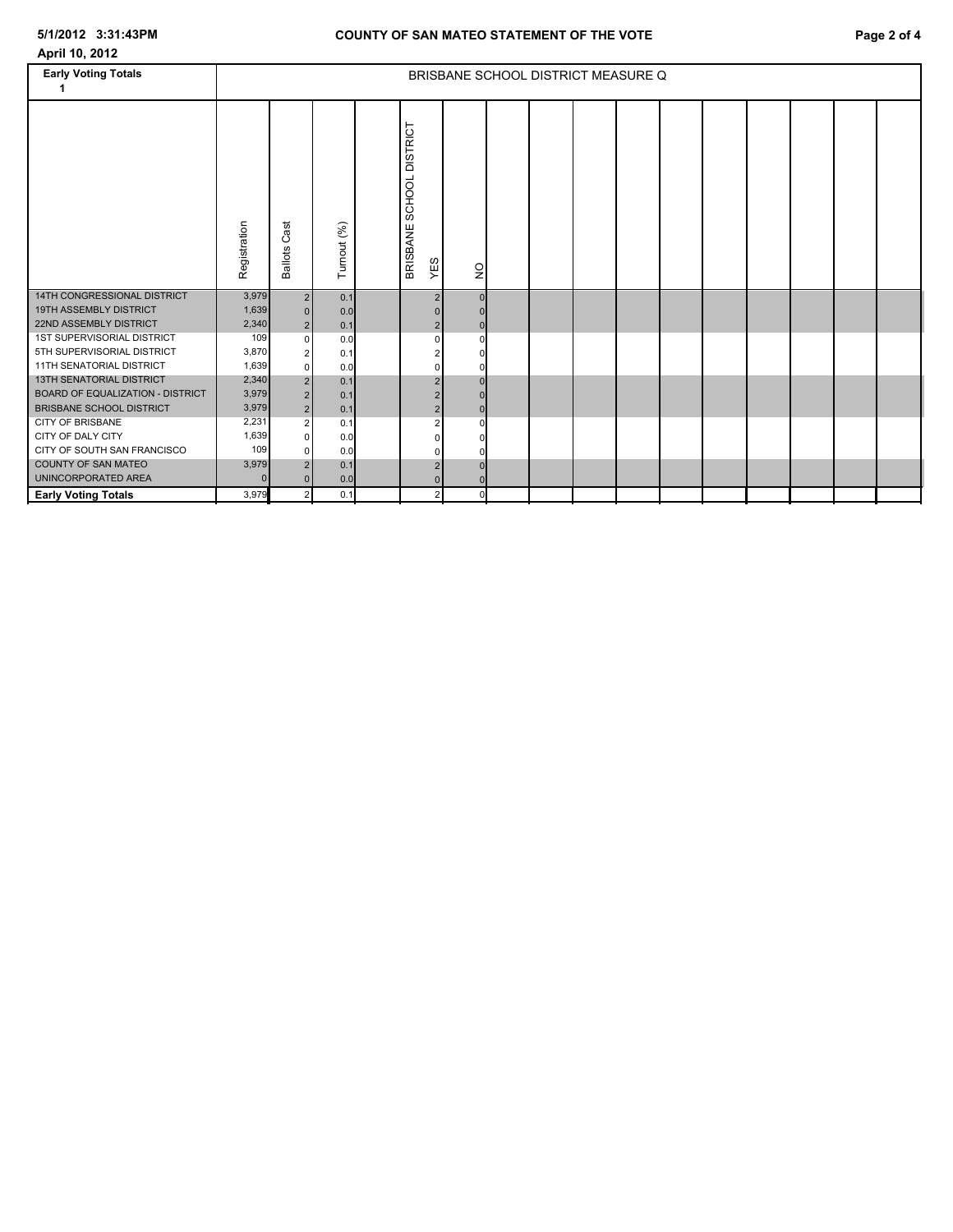**April 10, 2012**

## COUNTY OF SAN MATEO STATEMENT OF THE VOTE

| Early Voting Totals 1 | BRISBANE SCHOOL DISTRICT MEASURE Q | | | | |
|---|---|---|---|---|---|
| | Registration | Ballots Cast | Turnout (%) | BRISBANE SCHOOL DISTRICT YES | NO |
| 14TH CONGRESSIONAL DISTRICT | 3,979 | 2 | 0.1 | 2 | 0 |
| 19TH ASSEMBLY DISTRICT | 1,639 | 0 | 0.0 | 0 | 0 |
| 22ND ASSEMBLY DISTRICT | 2,340 | 2 | 0.1 | 2 | 0 |
| 1ST SUPERVISORIAL DISTRICT | 109 | 0 | 0.0 | 0 | 0 |
| 5TH SUPERVISORIAL DISTRICT | 3,870 | 2 | 0.1 | 2 | 0 |
| 11TH SENATORIAL DISTRICT | 1,639 | 0 | 0.0 | 0 | 0 |
| 13TH SENATORIAL DISTRICT | 2,340 | 2 | 0.1 | 2 | 0 |
| BOARD OF EQUALIZATION - DISTRICT | 3,979 | 2 | 0.1 | 2 | 0 |
| BRISBANE SCHOOL DISTRICT | 3,979 | 2 | 0.1 | 2 | 0 |
| CITY OF BRISBANE | 2,231 | 2 | 0.1 | 2 | 0 |
| CITY OF DALY CITY | 1,639 | 0 | 0.0 | 0 | 0 |
| CITY OF SOUTH SAN FRANCISCO | 109 | 0 | 0.0 | 0 | 0 |
| COUNTY OF SAN MATEO | 3,979 | 2 | 0.1 | 2 | 0 |
| UNINCORPORATED AREA | 0 | 0 | 0.0 | 0 | 0 |
| **Early Voting Totals** | 3,979 | 2 | 0.1 | 2 | 0 |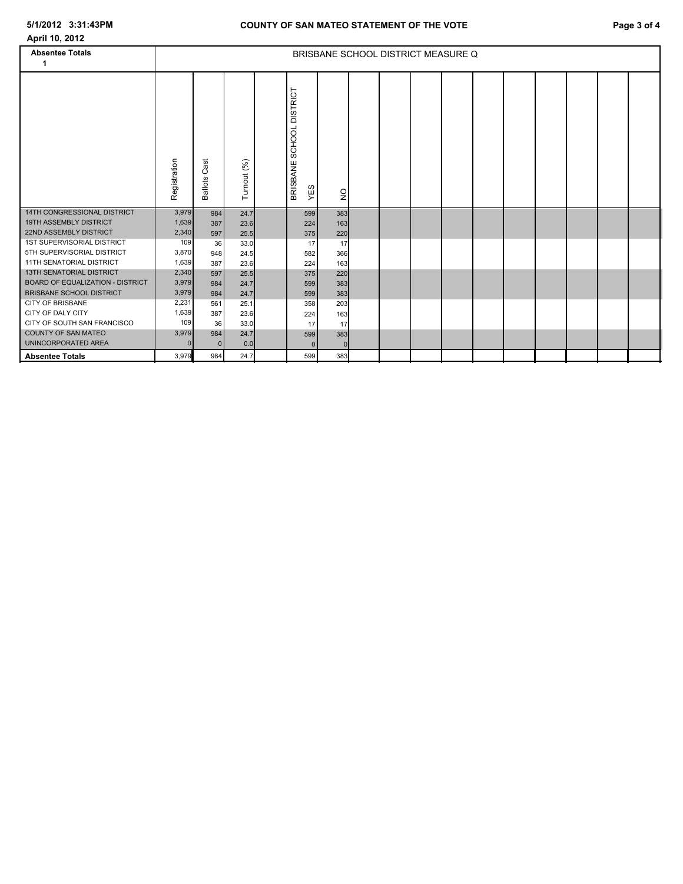April 10, 2012

| Absentee Totals 1 | BRISBANE SCHOOL DISTRICT MEASURE Q | | | | |
|---|---|---|---|---|---|
| | Registration | Ballots Cast | Turnout (%) | BRISBANE SCHOOL DISTRICT YES | NO |
| 14TH CONGRESSIONAL DISTRICT | 3,979 | 984 | 24.7 | 599 | 383 |
| 19TH ASSEMBLY DISTRICT | 1,639 | 387 | 23.6 | 224 | 163 |
| 22ND ASSEMBLY DISTRICT | 2,340 | 597 | 25.5 | 375 | 220 |
| 1ST SUPERVISORIAL DISTRICT | 109 | 36 | 33.0 | 17 | 17 |
| 5TH SUPERVISORIAL DISTRICT | 3,870 | 948 | 24.5 | 582 | 366 |
| 11TH SENATORIAL DISTRICT | 1,639 | 387 | 23.6 | 224 | 163 |
| 13TH SENATORIAL DISTRICT | 2,340 | 597 | 25.5 | 375 | 220 |
| BOARD OF EQUALIZATION - DISTRICT | 3,979 | 984 | 24.7 | 599 | 383 |
| BRISBANE SCHOOL DISTRICT | 3,979 | 984 | 24.7 | 599 | 383 |
| CITY OF BRISBANE | 2,231 | 561 | 25.1 | 358 | 203 |
| CITY OF DALY CITY | 1,639 | 387 | 23.6 | 224 | 163 |
| CITY OF SOUTH SAN FRANCISCO | 109 | 36 | 33.0 | 17 | 17 |
| COUNTY OF SAN MATEO | 3,979 | 984 | 24.7 | 599 | 383 |
| UNINCORPORATED AREA | 0 | 0 | 0.0 | 0 | 0 |
| **Absentee Totals** | 3,979 | 984 | 24.7 | 599 | 383 |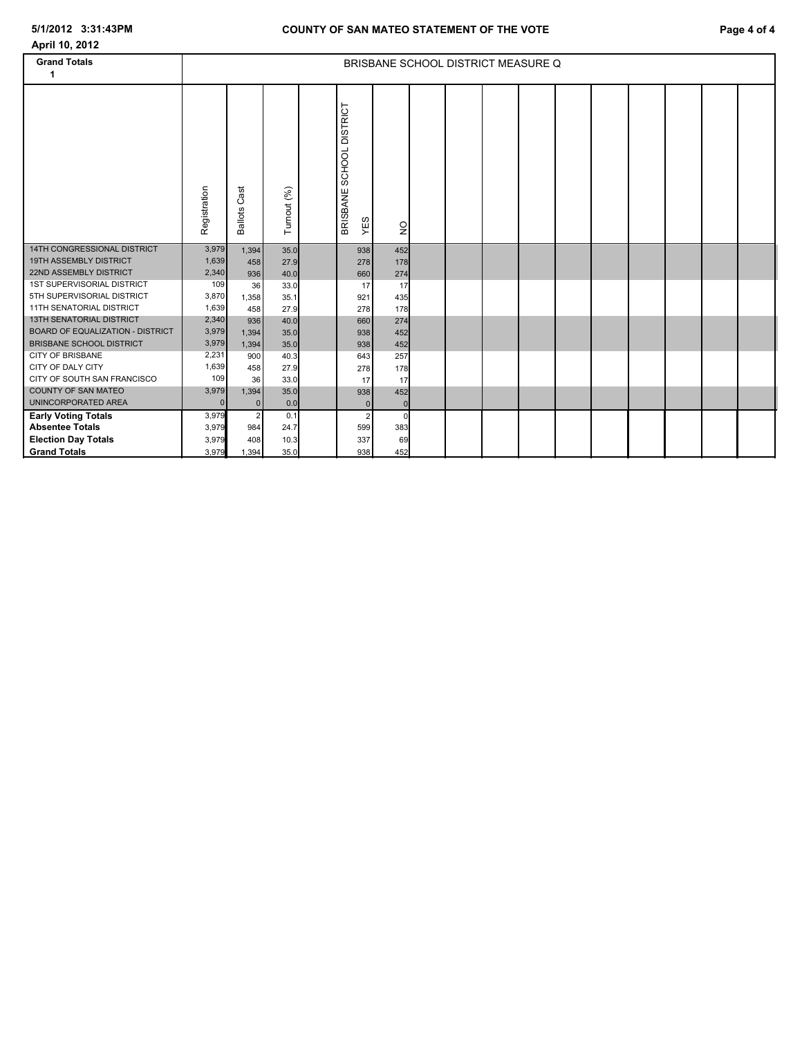**April 10, 2012**

## COUNTY OF SAN MATEO STATEMENT OF THE VOTE

| Grand Totals 1 | BRISBANE SCHOOL DISTRICT MEASURE Q | | | | |
|---|---|---|---|---|---|
| | Registration | Ballots Cast | Turnout (%) | BRISBANE SCHOOL DISTRICT YES | NO |
| 14TH CONGRESSIONAL DISTRICT | 3,979 | 1,394 | 35.0 | 938 | 452 |
| 19TH ASSEMBLY DISTRICT | 1,639 | 458 | 27.9 | 278 | 178 |
| 22ND ASSEMBLY DISTRICT | 2,340 | 936 | 40.0 | 660 | 274 |
| 1ST SUPERVISORIAL DISTRICT | 109 | 36 | 33.0 | 17 | 17 |
| 5TH SUPERVISORIAL DISTRICT | 3,870 | 1,358 | 35.1 | 921 | 435 |
| 11TH SENATORIAL DISTRICT | 1,639 | 458 | 27.9 | 278 | 178 |
| 13TH SENATORIAL DISTRICT | 2,340 | 936 | 40.0 | 660 | 274 |
| BOARD OF EQUALIZATION - DISTRICT | 3,979 | 1,394 | 35.0 | 938 | 452 |
| BRISBANE SCHOOL DISTRICT | 3,979 | 1,394 | 35.0 | 938 | 452 |
| CITY OF BRISBANE | 2,231 | 900 | 40.3 | 643 | 257 |
| CITY OF DALY CITY | 1,639 | 458 | 27.9 | 278 | 178 |
| CITY OF SOUTH SAN FRANCISCO | 109 | 36 | 33.0 | 17 | 17 |
| COUNTY OF SAN MATEO | 3,979 | 1,394 | 35.0 | 938 | 452 |
| UNINCORPORATED AREA | 0 | 0 | 0.0 | 0 | 0 |
| **Early Voting Totals** | 3,979 | 2 | 0.1 | 2 | 0 |
| **Absentee Totals** | 3,979 | 984 | 24.7 | 599 | 383 |
| **Election Day Totals** | 3,979 | 408 | 10.3 | 337 | 69 |
| **Grand Totals** | 3,979 | 1,394 | 35.0 | 938 | 452 |